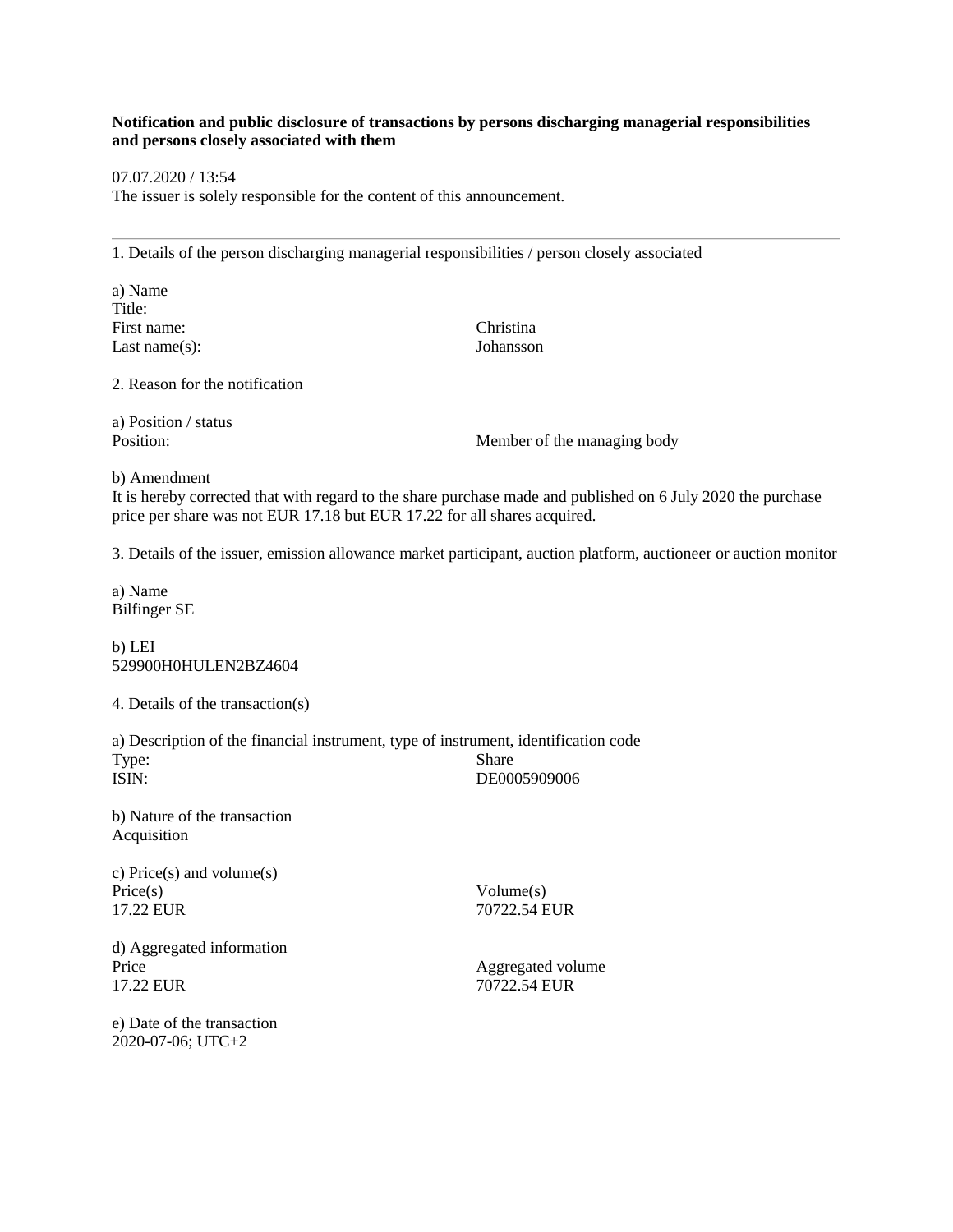**Notification and public disclosure of transactions by persons discharging managerial responsibilities and persons closely associated with them**

07.07.2020 / 13:54
The issuer is solely responsible for the content of this announcement.

---

1. Details of the person discharging managerial responsibilities / person closely associated

a) Name

| | |
|---|---|
| Title: | |
| First name: | Christina |
| Last name(s): | Johansson |

2. Reason for the notification

a) Position / status

| | |
|---|---|
| Position: | Member of the managing body |

b) Amendment
It is hereby corrected that with regard to the share purchase made and published on 6 July 2020 the purchase price per share was not EUR 17.18 but EUR 17.22 for all shares acquired.

3. Details of the issuer, emission allowance market participant, auction platform, auctioneer or auction monitor

a) Name
Bilfinger SE

b) LEI
529900H0HULEN2BZ4604

4. Details of the transaction(s)

a) Description of the financial instrument, type of instrument, identification code

| | |
|---|---|
| Type: | Share |
| ISIN: | DE0005909006 |

b) Nature of the transaction
Acquisition

c) Price(s) and volume(s)

| Price(s) | Volume(s) |
|---|---|
| 17.22 EUR | 70722.54 EUR |

d) Aggregated information

| Price | Aggregated volume |
|---|---|
| 17.22 EUR | 70722.54 EUR |

e) Date of the transaction
2020-07-06; UTC+2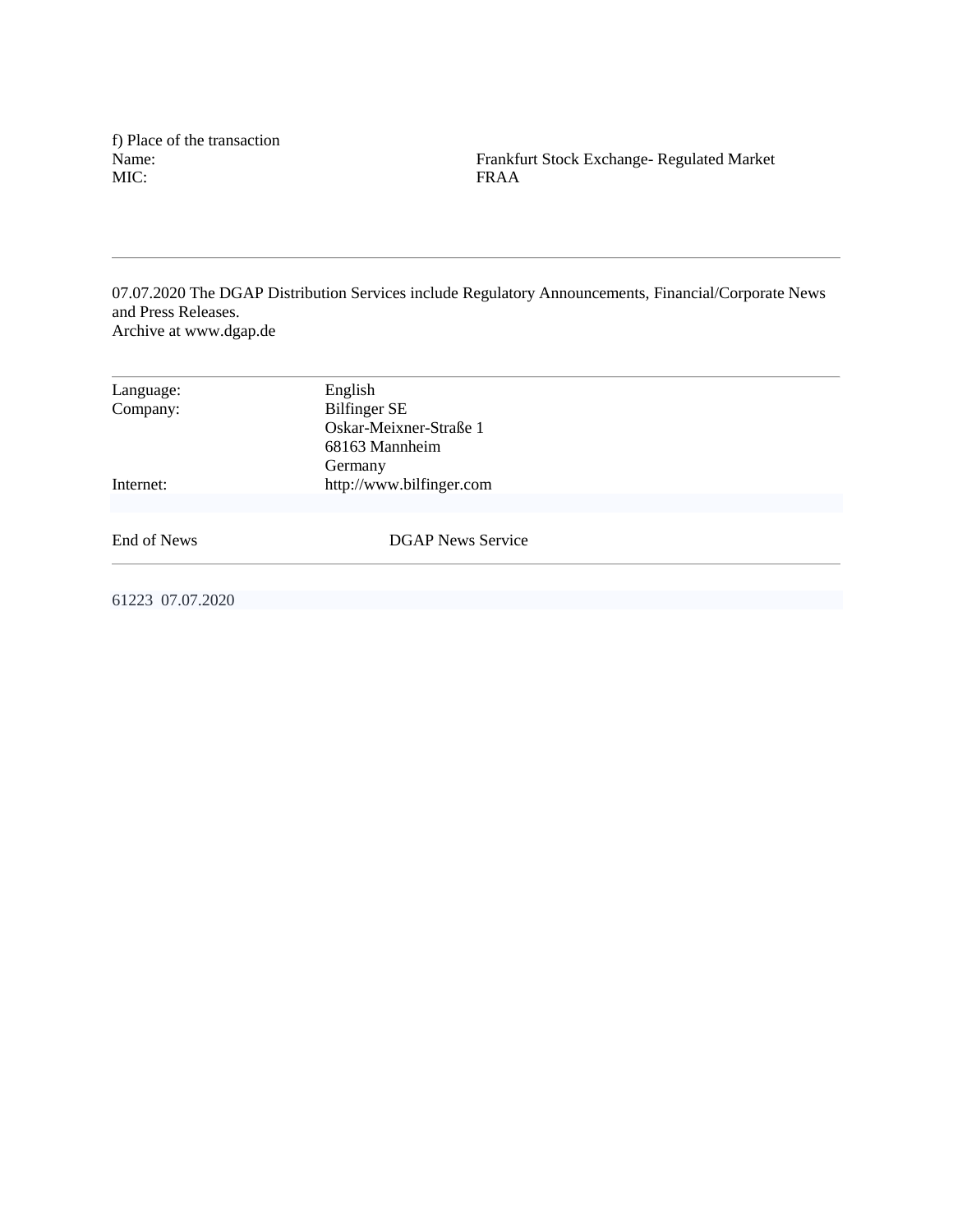f) Place of the transaction

| | |
|---|---|
| Name: | Frankfurt Stock Exchange- Regulated Market |
| MIC: | FRAA |

---

07.07.2020 The DGAP Distribution Services include Regulatory Announcements, Financial/Corporate News and Press Releases.
Archive at www.dgap.de

---

| | |
|---|---|
| Language: | English |
| Company: | Bilfinger SE<br>Oskar-Meixner-Straße 1<br>68163 Mannheim<br>Germany |
| Internet: | http://www.bilfinger.com |

End of News DGAP News Service

---

61223 07.07.2020